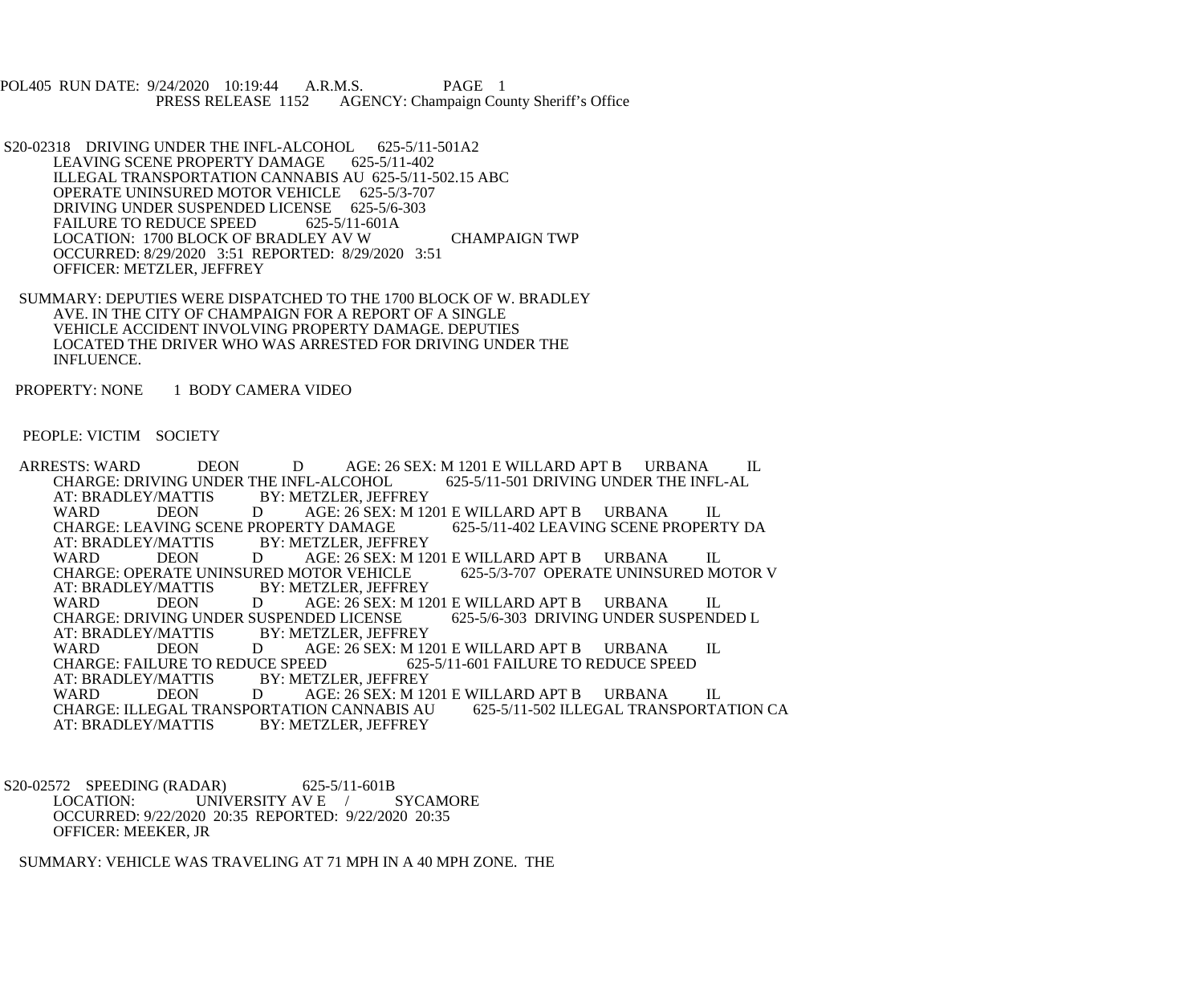POL405 RUN DATE: 9/24/2020 10:19:44 A.R.M.S. PAGE 1
PRESS RELEASE 1152 AGENCY: Champaign County Sheriff's Office

S20-02318 DRIVING UNDER THE INFL-ALCOHOL 625-5/11-501A2
LEAVING SCENE PROPERTY DAMAGE 625-5/11-402
ILLEGAL TRANSPORTATION CANNABIS AU 625-5/11-502.15 ABC
OPERATE UNINSURED MOTOR VEHICLE 625-5/3-707
DRIVING UNDER SUSPENDED LICENSE 625-5/6-303
FAILURE TO REDUCE SPEED 625-5/11-601A
LOCATION: 1700 BLOCK OF BRADLEY AV W CHAMPAIGN TWP
OCCURRED: 8/29/2020 3:51 REPORTED: 8/29/2020 3:51
OFFICER: METZLER, JEFFREY

SUMMARY: DEPUTIES WERE DISPATCHED TO THE 1700 BLOCK OF W. BRADLEY AVE. IN THE CITY OF CHAMPAIGN FOR A REPORT OF A SINGLE VEHICLE ACCIDENT INVOLVING PROPERTY DAMAGE. DEPUTIES LOCATED THE DRIVER WHO WAS ARRESTED FOR DRIVING UNDER THE INFLUENCE.

PROPERTY: NONE 1 BODY CAMERA VIDEO

PEOPLE: VICTIM SOCIETY

ARRESTS: WARD DEON D AGE: 26 SEX: M 1201 E WILLARD APT B URBANA IL
CHARGE: DRIVING UNDER THE INFL-ALCOHOL 625-5/11-501 DRIVING UNDER THE INFL-AL
AT: BRADLEY/MATTIS BY: METZLER, JEFFREY
WARD DEON D AGE: 26 SEX: M 1201 E WILLARD APT B URBANA IL
CHARGE: LEAVING SCENE PROPERTY DAMAGE 625-5/11-402 LEAVING SCENE PROPERTY DA
AT: BRADLEY/MATTIS BY: METZLER, JEFFREY
WARD DEON D AGE: 26 SEX: M 1201 E WILLARD APT B URBANA IL
CHARGE: OPERATE UNINSURED MOTOR VEHICLE 625-5/3-707 OPERATE UNINSURED MOTOR V
AT: BRADLEY/MATTIS BY: METZLER, JEFFREY
WARD DEON D AGE: 26 SEX: M 1201 E WILLARD APT B URBANA IL
CHARGE: DRIVING UNDER SUSPENDED LICENSE 625-5/6-303 DRIVING UNDER SUSPENDED L
AT: BRADLEY/MATTIS BY: METZLER, JEFFREY
WARD DEON D AGE: 26 SEX: M 1201 E WILLARD APT B URBANA IL
CHARGE: FAILURE TO REDUCE SPEED 625-5/11-601 FAILURE TO REDUCE SPEED
AT: BRADLEY/MATTIS BY: METZLER, JEFFREY
WARD DEON D AGE: 26 SEX: M 1201 E WILLARD APT B URBANA IL
CHARGE: ILLEGAL TRANSPORTATION CANNABIS AU 625-5/11-502 ILLEGAL TRANSPORTATION CA
AT: BRADLEY/MATTIS BY: METZLER, JEFFREY

S20-02572 SPEEDING (RADAR) 625-5/11-601B
LOCATION: UNIVERSITY AV E / SYCAMORE
OCCURRED: 9/22/2020 20:35 REPORTED: 9/22/2020 20:35
OFFICER: MEEKER, JR

SUMMARY: VEHICLE WAS TRAVELING AT 71 MPH IN A 40 MPH ZONE. THE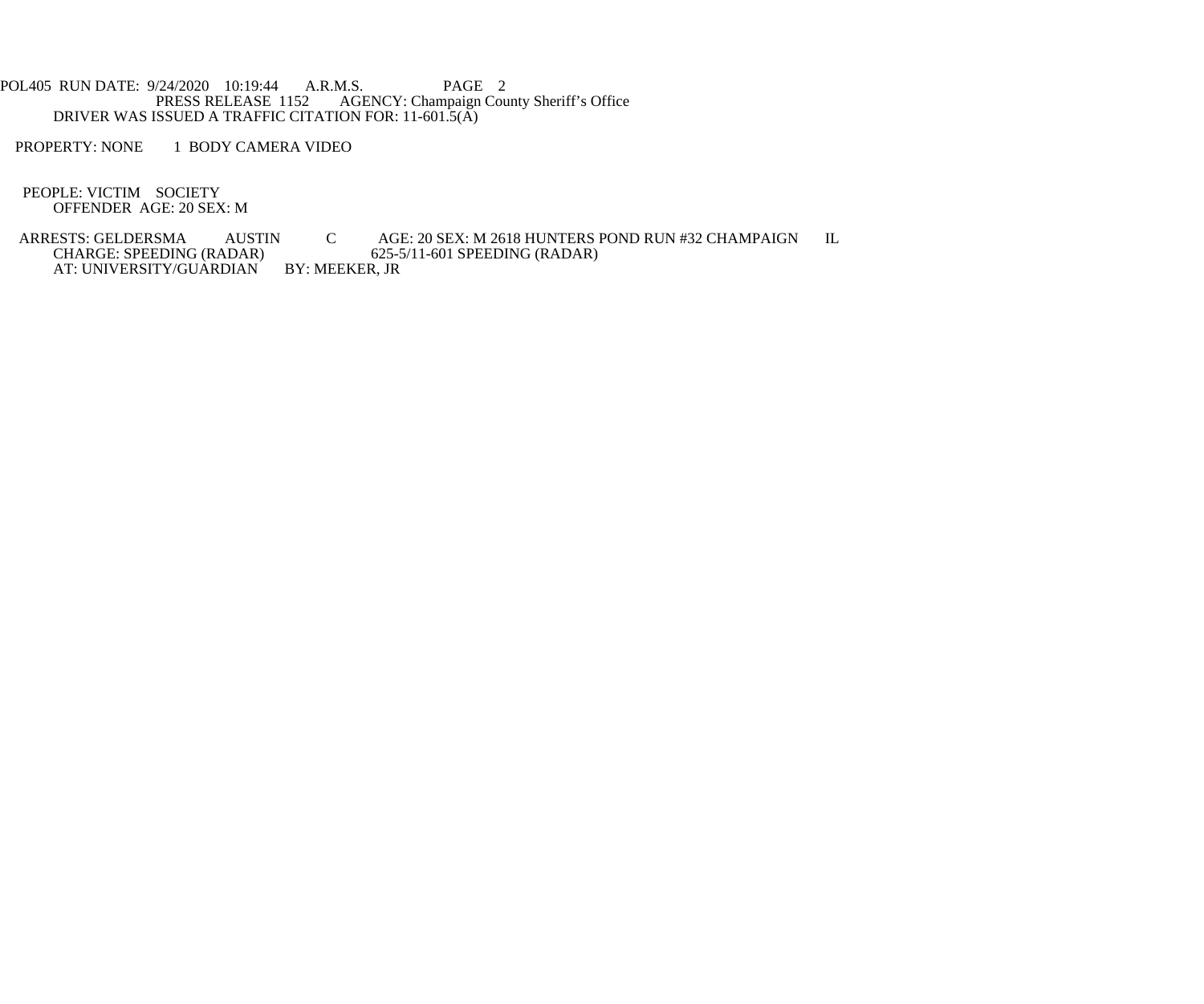DRIVER WAS ISSUED A TRAFFIC CITATION FOR: 11-601.5(A)

PROPERTY: NONE 1 BODY CAMERA VIDEO

PEOPLE: VICTIM SOCIETY
OFFENDER AGE: 20 SEX: M

ARRESTS: GELDERSMA AUSTIN C AGE: 20 SEX: M 2618 HUNTERS POND RUN #32 CHAMPAIGN IL
CHARGE: SPEEDING (RADAR) 625-5/11-601 SPEEDING (RADAR)
AT: UNIVERSITY/GUARDIAN BY: MEEKER, JR